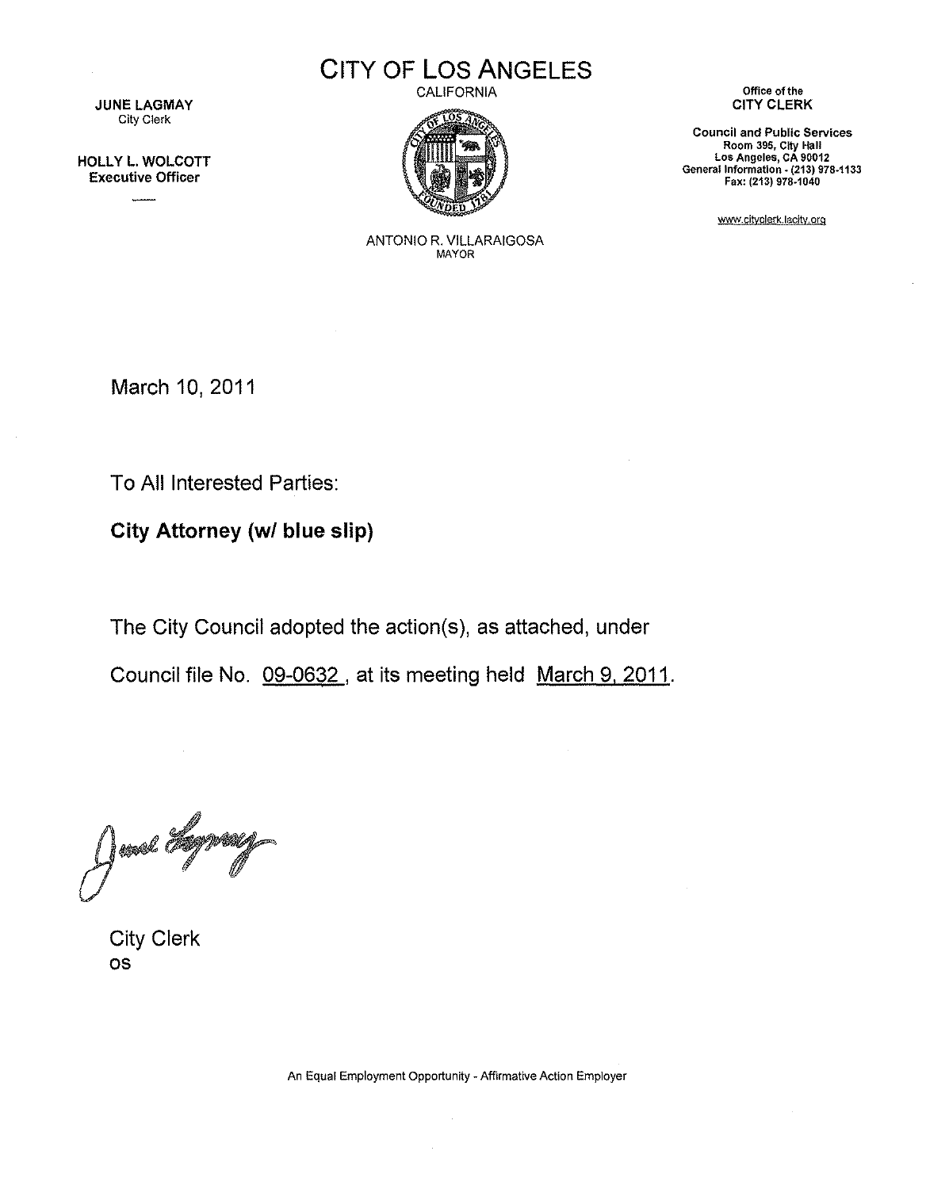JUNE LAGMAY
City Clerk

HOLLY L. WOLCOTT
Executive Officer

# CITY OF LOS ANGELES

CALIFORNIA

ANTONIO R. VILLARAIGOSA
MAYOR

Office of the
CITY CLERK

Council and Public Services
Room 395, City Hall
Los Angeles, CA 90012
General Information - (213) 978-1133
Fax: (213) 978-1040

www.cityclerk.lacity.org

March 10, 2011

To All Interested Parties:

**City Attorney (w/ blue slip)**

The City Council adopted the action(s), as attached, under Council file No. 09-0632, at its meeting held March 9, 2011.

City Clerk
os

An Equal Employment Opportunity - Affirmative Action Employer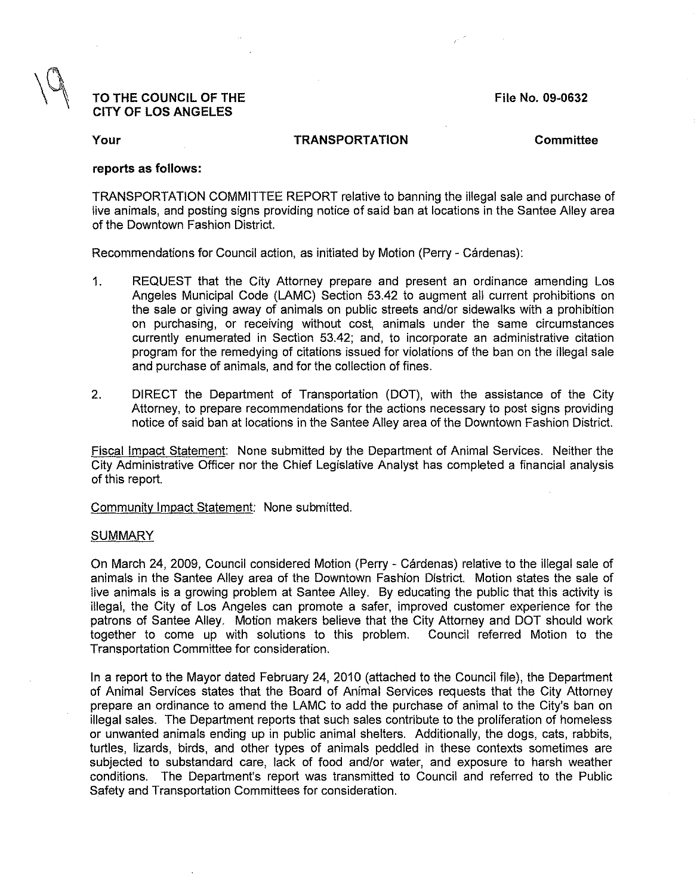**TO THE COUNCIL OF THE CITY OF LOS ANGELES**

**File No. 09-0632**

**Your TRANSPORTATION Committee**

**reports as follows:**

TRANSPORTATION COMMITTEE REPORT relative to banning the illegal sale and purchase of live animals, and posting signs providing notice of said ban at locations in the Santee Alley area of the Downtown Fashion District.

Recommendations for Council action, as initiated by Motion (Perry - Cárdenas):

1. REQUEST that the City Attorney prepare and present an ordinance amending Los Angeles Municipal Code (LAMC) Section 53.42 to augment all current prohibitions on the sale or giving away of animals on public streets and/or sidewalks with a prohibition on purchasing, or receiving without cost, animals under the same circumstances currently enumerated in Section 53.42; and, to incorporate an administrative citation program for the remedying of citations issued for violations of the ban on the illegal sale and purchase of animals, and for the collection of fines.

2. DIRECT the Department of Transportation (DOT), with the assistance of the City Attorney, to prepare recommendations for the actions necessary to post signs providing notice of said ban at locations in the Santee Alley area of the Downtown Fashion District.

Fiscal Impact Statement: None submitted by the Department of Animal Services. Neither the City Administrative Officer nor the Chief Legislative Analyst has completed a financial analysis of this report.

Community Impact Statement: None submitted.

SUMMARY

On March 24, 2009, Council considered Motion (Perry - Cárdenas) relative to the illegal sale of animals in the Santee Alley area of the Downtown Fashion District. Motion states the sale of live animals is a growing problem at Santee Alley. By educating the public that this activity is illegal, the City of Los Angeles can promote a safer, improved customer experience for the patrons of Santee Alley. Motion makers believe that the City Attorney and DOT should work together to come up with solutions to this problem. Council referred Motion to the Transportation Committee for consideration.

In a report to the Mayor dated February 24, 2010 (attached to the Council file), the Department of Animal Services states that the Board of Animal Services requests that the City Attorney prepare an ordinance to amend the LAMC to add the purchase of animal to the City's ban on illegal sales. The Department reports that such sales contribute to the proliferation of homeless or unwanted animals ending up in public animal shelters. Additionally, the dogs, cats, rabbits, turtles, lizards, birds, and other types of animals peddled in these contexts sometimes are subjected to substandard care, lack of food and/or water, and exposure to harsh weather conditions. The Department's report was transmitted to Council and referred to the Public Safety and Transportation Committees for consideration.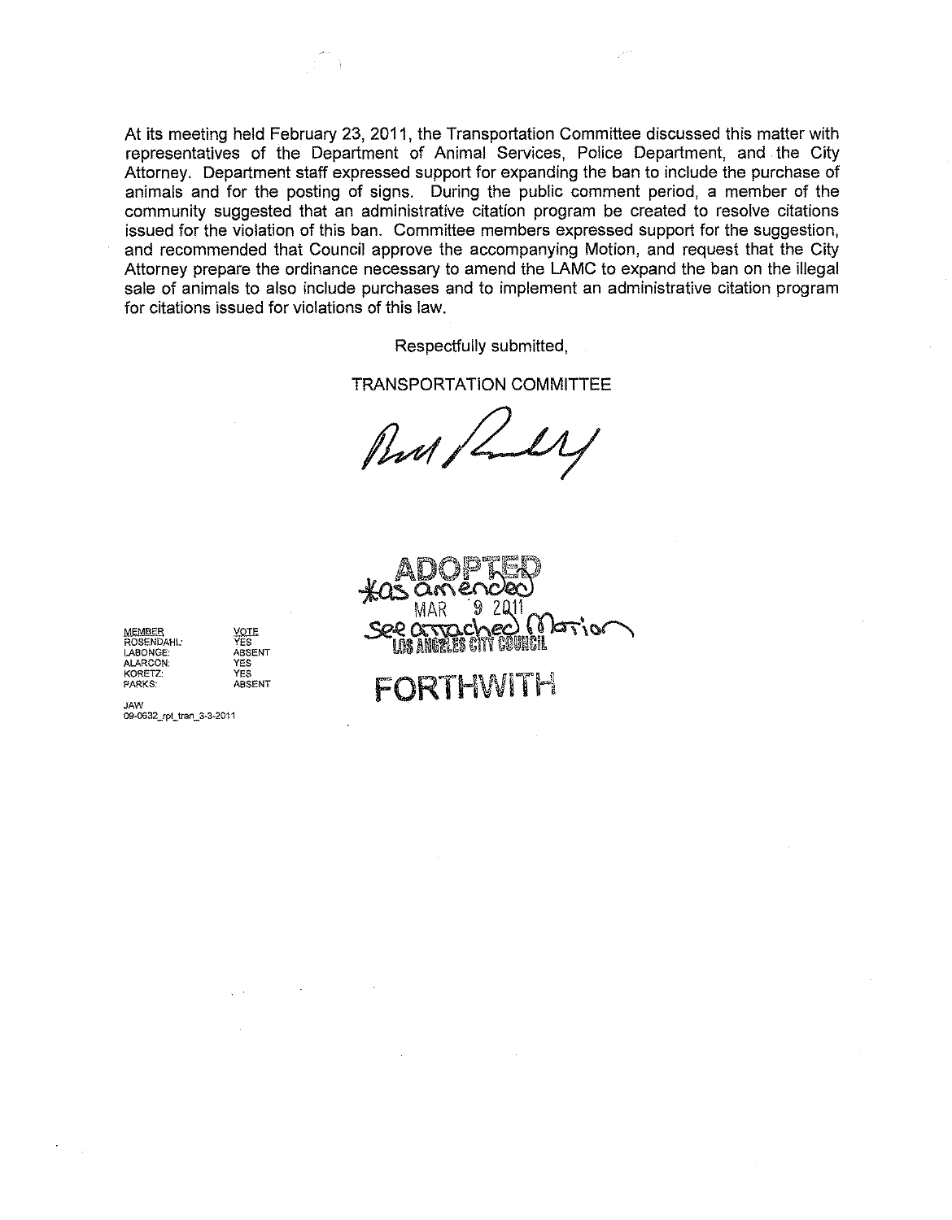At its meeting held February 23, 2011, the Transportation Committee discussed this matter with representatives of the Department of Animal Services, Police Department, and the City Attorney. Department staff expressed support for expanding the ban to include the purchase of animals and for the posting of signs. During the public comment period, a member of the community suggested that an administrative citation program be created to resolve citations issued for the violation of this ban. Committee members expressed support for the suggestion, and recommended that Council approve the accompanying Motion, and request that the City Attorney prepare the ordinance necessary to amend the LAMC to expand the ban on the illegal sale of animals to also include purchases and to implement an administrative citation program for citations issued for violations of this law.

Respectfully submitted,

TRANSPORTATION COMMITTEE

| MEMBER | VOTE |
|---|---|
| ROSENDAHL: | YES |
| LABONGE: | ABSENT |
| ALARCON: | YES |
| KORETZ: | YES |
| PARKS: | ABSENT |

ADOPTED
*as amended
MAR 9 2011
see attached Motion
LOS ANGELES CITY COUNCIL

FORTHWITH

JAW
09-0632_rpt_tran_3-3-2011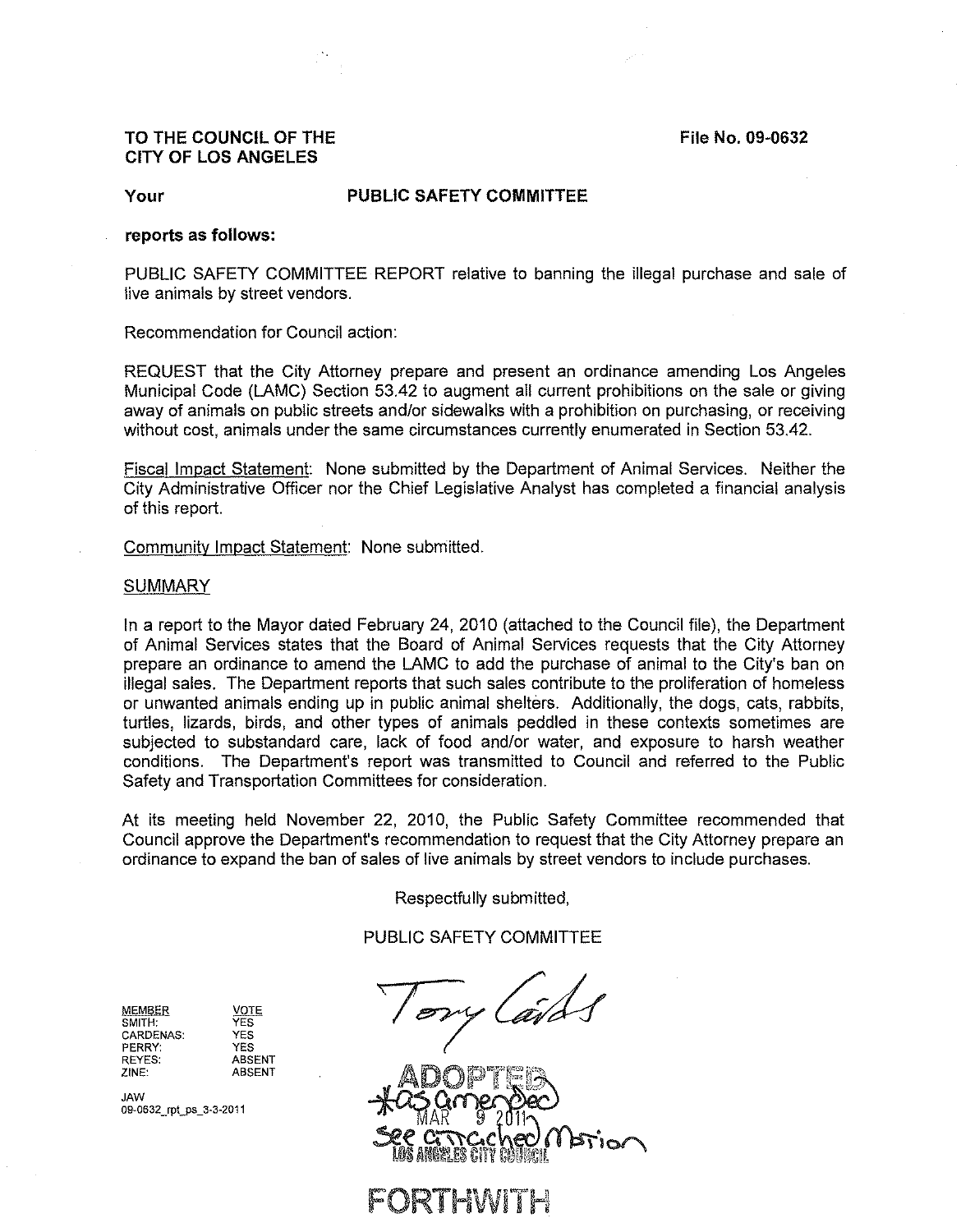**TO THE COUNCIL OF THE CITY OF LOS ANGELES**

**File No. 09-0632**

**Your** **PUBLIC SAFETY COMMITTEE**

**reports as follows:**

PUBLIC SAFETY COMMITTEE REPORT relative to banning the illegal purchase and sale of live animals by street vendors.

Recommendation for Council action:

REQUEST that the City Attorney prepare and present an ordinance amending Los Angeles Municipal Code (LAMC) Section 53.42 to augment all current prohibitions on the sale or giving away of animals on public streets and/or sidewalks with a prohibition on purchasing, or receiving without cost, animals under the same circumstances currently enumerated in Section 53.42.

Fiscal Impact Statement: None submitted by the Department of Animal Services. Neither the City Administrative Officer nor the Chief Legislative Analyst has completed a financial analysis of this report.

Community Impact Statement: None submitted.

SUMMARY

In a report to the Mayor dated February 24, 2010 (attached to the Council file), the Department of Animal Services states that the Board of Animal Services requests that the City Attorney prepare an ordinance to amend the LAMC to add the purchase of animal to the City's ban on illegal sales. The Department reports that such sales contribute to the proliferation of homeless or unwanted animals ending up in public animal shelters. Additionally, the dogs, cats, rabbits, turtles, lizards, birds, and other types of animals peddled in these contexts sometimes are subjected to substandard care, lack of food and/or water, and exposure to harsh weather conditions. The Department's report was transmitted to Council and referred to the Public Safety and Transportation Committees for consideration.

At its meeting held November 22, 2010, the Public Safety Committee recommended that Council approve the Department's recommendation to request that the City Attorney prepare an ordinance to expand the ban of sales of live animals by street vendors to include purchases.

Respectfully submitted,

PUBLIC SAFETY COMMITTEE

| MEMBER | VOTE |
|---|---|
| SMITH: | YES |
| CARDENAS: | YES |
| PERRY: | YES |
| REYES: | ABSENT |
| ZINE: | ABSENT |

JAW
09-0632_rpt_ps_3-3-2011

ADOPTED
*as amended
MAR 9 2011
See attached Motion
LOS ANGELES CITY COUNCIL

FORTHWITH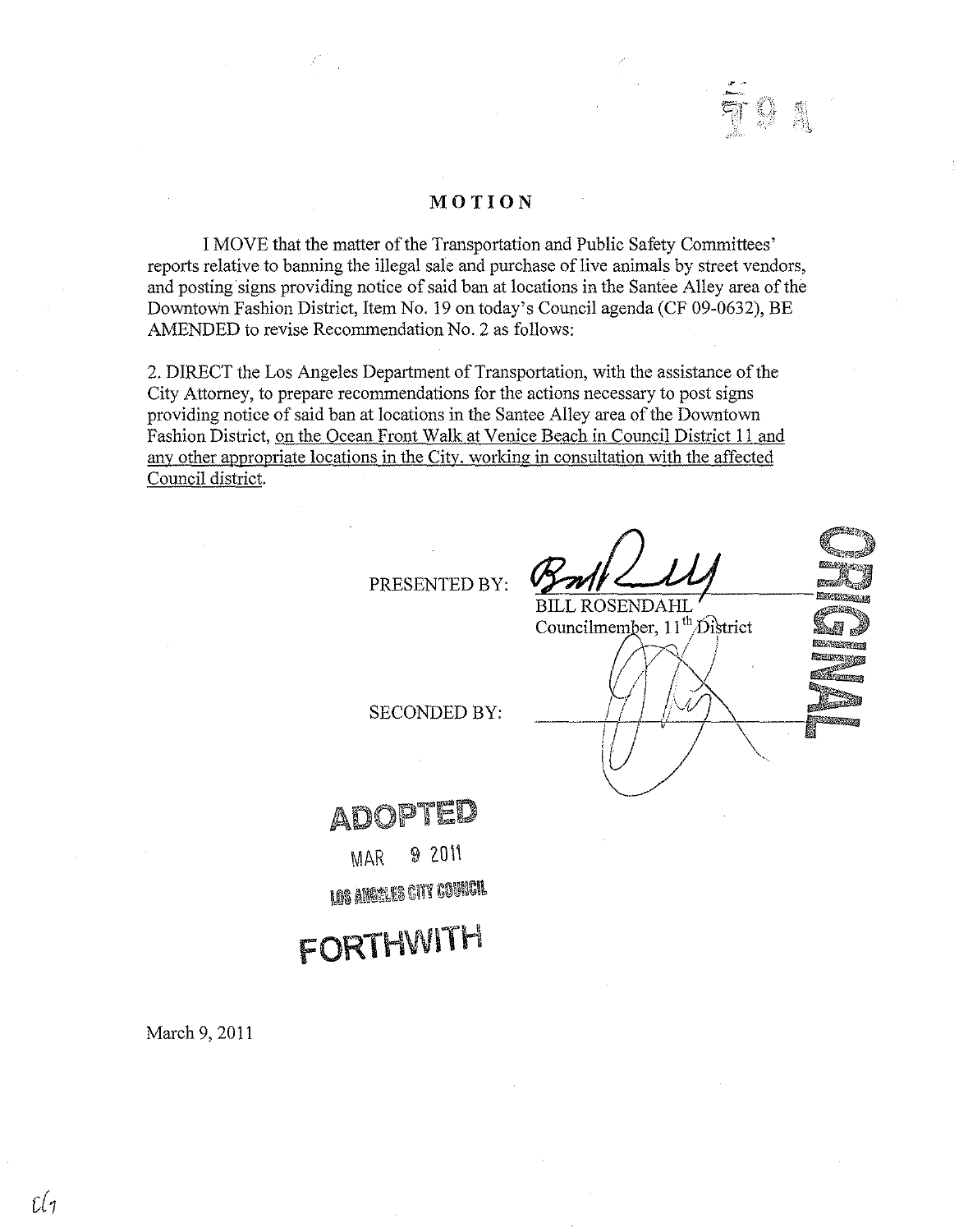# MOTION

I MOVE that the matter of the Transportation and Public Safety Committees' reports relative to banning the illegal sale and purchase of live animals by street vendors, and posting signs providing notice of said ban at locations in the Santee Alley area of the Downtown Fashion District, Item No. 19 on today's Council agenda (CF 09-0632), BE AMENDED to revise Recommendation No. 2 as follows:

2. DIRECT the Los Angeles Department of Transportation, with the assistance of the City Attorney, to prepare recommendations for the actions necessary to post signs providing notice of said ban at locations in the Santee Alley area of the Downtown Fashion District, <u>on the Ocean Front Walk at Venice Beach in Council District 11 and any other appropriate locations in the City, working in consultation with the affected Council district</u>.

PRESENTED BY: 
BILL ROSENDAHL
Councilmember, 11th District

SECONDED BY:

ADOPTED
MAR 9 2011
LOS ANGELES CITY COUNCIL

FORTHWITH

March 9, 2011